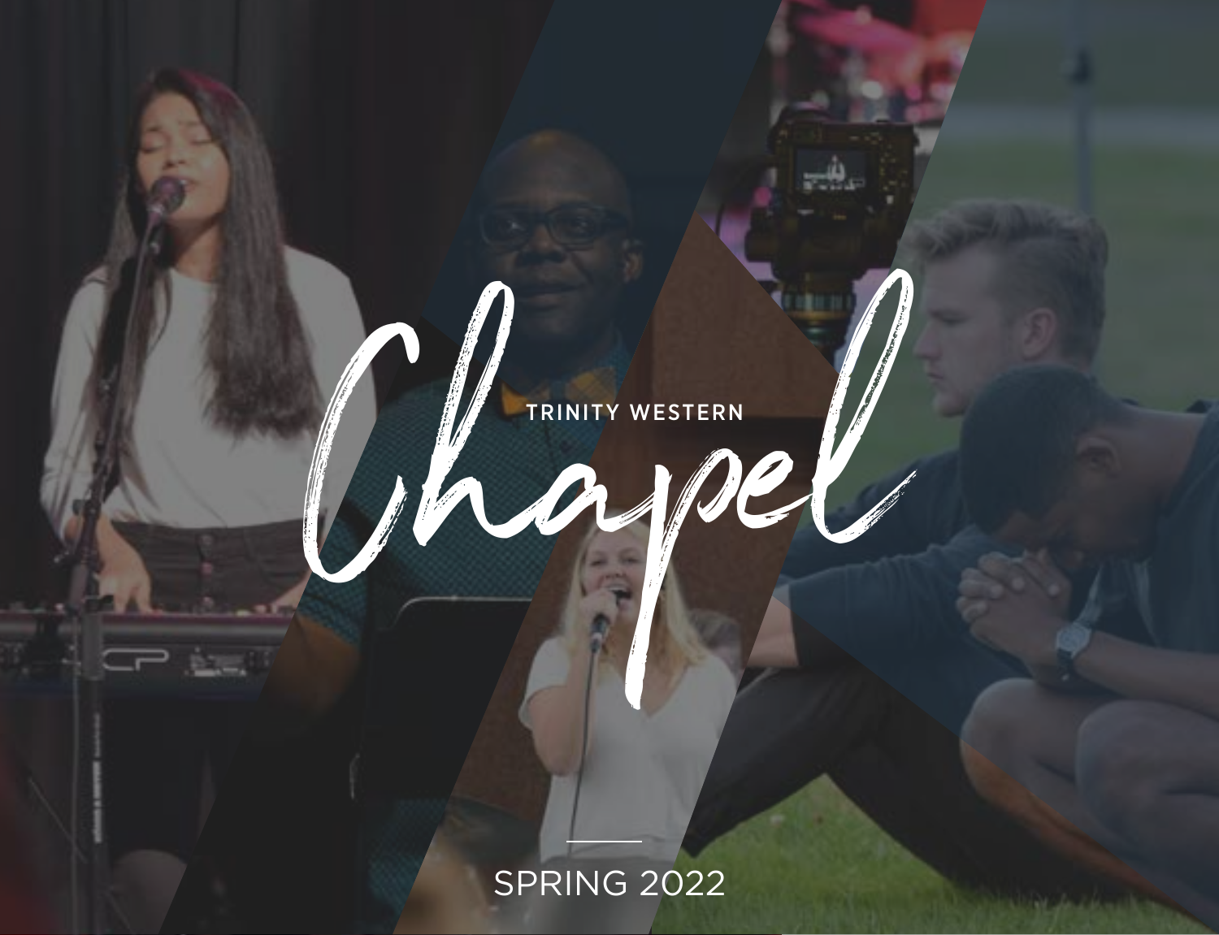TRINITY WESTERN

# Chapel

SPRING 2022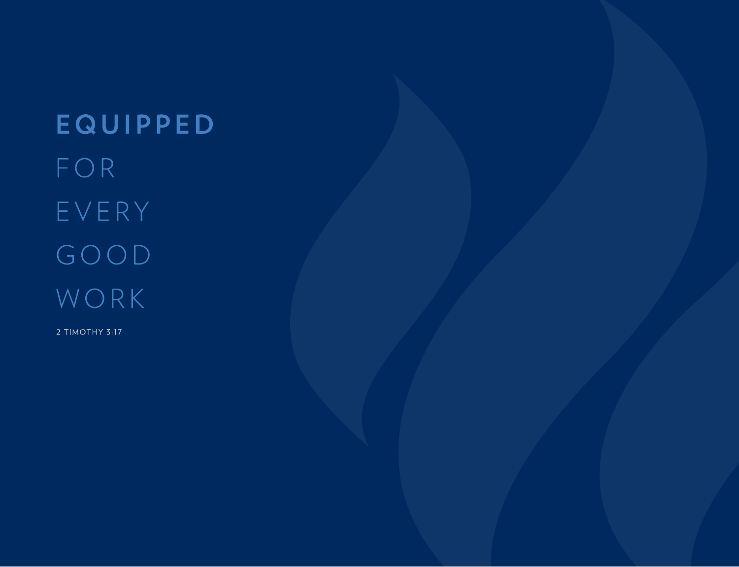# **EQUIPPED** FOR EVERY GOOD WORK

2 TIMOTHY 3:17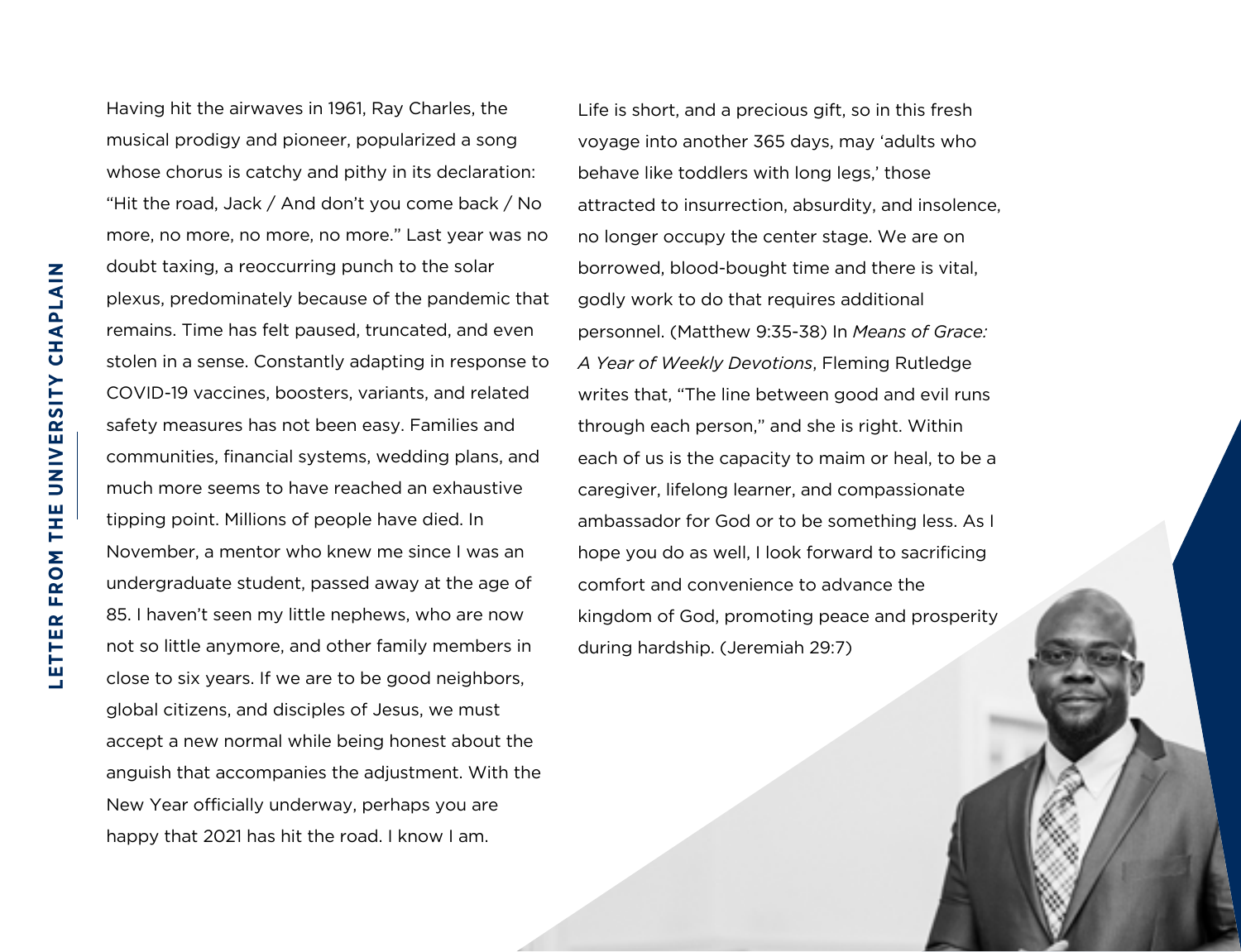## LETTER FROM THE UNIVERSITY CHAPLAIN

Having hit the airwaves in 1961, Ray Charles, the musical prodigy and pioneer, popularized a song whose chorus is catchy and pithy in its declaration: “Hit the road, Jack / And don’t you come back / No more, no more, no more, no more.” Last year was no doubt taxing, a reoccurring punch to the solar plexus, predominately because of the pandemic that remains. Time has felt paused, truncated, and even stolen in a sense. Constantly adapting in response to COVID-19 vaccines, boosters, variants, and related safety measures has not been easy. Families and communities, financial systems, wedding plans, and much more seems to have reached an exhaustive tipping point. Millions of people have died. In November, a mentor who knew me since I was an undergraduate student, passed away at the age of 85. I haven’t seen my little nephews, who are now not so little anymore, and other family members in close to six years. If we are to be good neighbors, global citizens, and disciples of Jesus, we must accept a new normal while being honest about the anguish that accompanies the adjustment. With the New Year officially underway, perhaps you are happy that 2021 has hit the road. I know I am.

Life is short, and a precious gift, so in this fresh voyage into another 365 days, may ‘adults who behave like toddlers with long legs,’ those attracted to insurrection, absurdity, and insolence, no longer occupy the center stage. We are on borrowed, blood-bought time and there is vital, godly work to do that requires additional personnel. (Matthew 9:35-38) In *Means of Grace: A Year of Weekly Devotions*, Fleming Rutledge writes that, “The line between good and evil runs through each person,” and she is right. Within each of us is the capacity to maim or heal, to be a caregiver, lifelong learner, and compassionate ambassador for God or to be something less. As I hope you do as well, I look forward to sacrificing comfort and convenience to advance the kingdom of God, promoting peace and prosperity during hardship. (Jeremiah 29:7)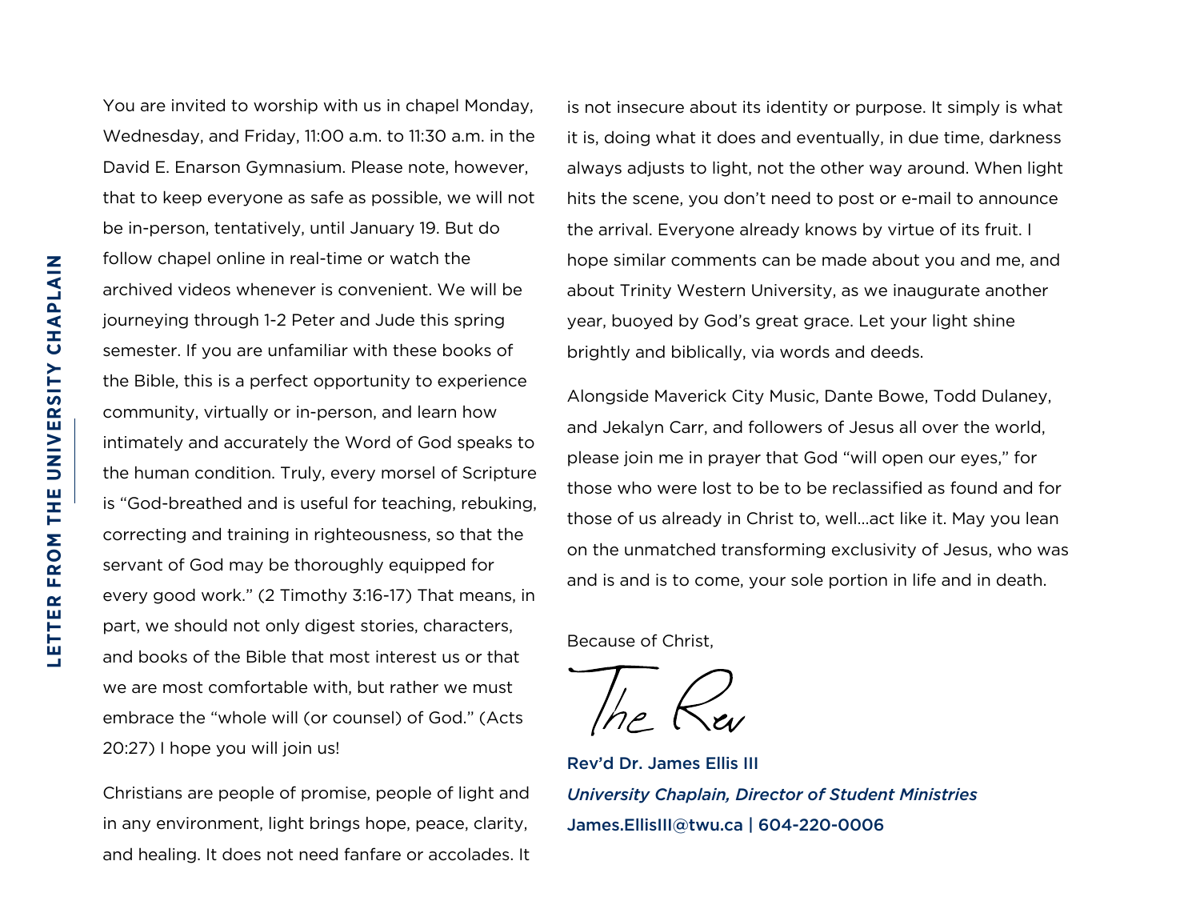You are invited to worship with us in chapel Monday, Wednesday, and Friday, 11:00 a.m. to 11:30 a.m. in the David E. Enarson Gymnasium. Please note, however, that to keep everyone as safe as possible, we will not be in-person, tentatively, until January 19. But do follow chapel online in real-time or watch the archived videos whenever is convenient. We will be journeying through 1-2 Peter and Jude this spring semester. If you are unfamiliar with these books of the Bible, this is a perfect opportunity to experience community, virtually or in-person, and learn how intimately and accurately the Word of God speaks to the human condition. Truly, every morsel of Scripture is "God-breathed and is useful for teaching, rebuking, correcting and training in righteousness, so that the servant of God may be thoroughly equipped for every good work." (2 Timothy 3:16-17) That means, in part, we should not only digest stories, characters, and books of the Bible that most interest us or that we are most comfortable with, but rather we must embrace the "whole will (or counsel) of God." (Acts 20:27) I hope you will join us!

Christians are people of promise, people of light and in any environment, light brings hope, peace, clarity, and healing. It does not need fanfare or accolades. It is not insecure about its identity or purpose. It simply is what it is, doing what it does and eventually, in due time, darkness always adjusts to light, not the other way around. When light hits the scene, you don't need to post or e-mail to announce the arrival. Everyone already knows by virtue of its fruit. I hope similar comments can be made about you and me, and about Trinity Western University, as we inaugurate another year, buoyed by God's great grace. Let your light shine brightly and biblically, via words and deeds.

Alongside Maverick City Music, Dante Bowe, Todd Dulaney, and Jekalyn Carr, and followers of Jesus all over the world, please join me in prayer that God "will open our eyes," for those who were lost to be to be reclassified as found and for those of us already in Christ to, well…act like it. May you lean on the unmatched transforming exclusivity of Jesus, who was and is and is to come, your sole portion in life and in death.

Because of Christ,

The Rev

**Rev'd Dr. James Ellis III**
***University Chaplain, Director of Student Ministries***
**James.EllisIII@twu.ca | 604-220-0006**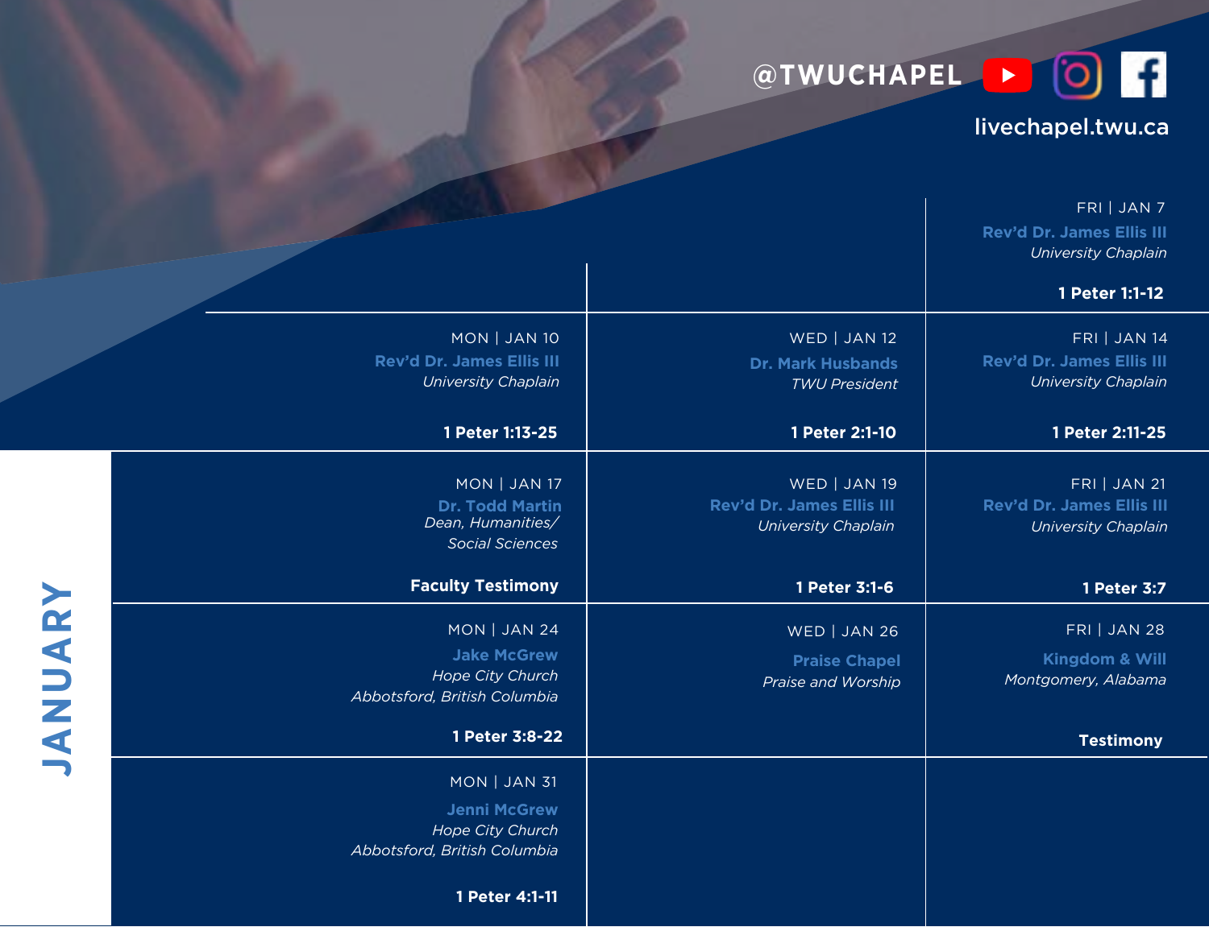@TWUCHAPEL

livechapel.twu.ca

# JANUARY

| MON | WED | FRI |
|---|---|---|
| | | FRI \| JAN 7<br>**Rev'd Dr. James Ellis III**<br>*University Chaplain*<br>**1 Peter 1:1-12** |
| MON \| JAN 10<br>**Rev'd Dr. James Ellis III**<br>*University Chaplain*<br>**1 Peter 1:13-25** | WED \| JAN 12<br>**Dr. Mark Husbands**<br>*TWU President*<br>**1 Peter 2:1-10** | FRI \| JAN 14<br>**Rev'd Dr. James Ellis III**<br>*University Chaplain*<br>**1 Peter 2:11-25** |
| MON \| JAN 17<br>**Dr. Todd Martin**<br>*Dean, Humanities/ Social Sciences*<br>**Faculty Testimony** | WED \| JAN 19<br>**Rev'd Dr. James Ellis III**<br>*University Chaplain*<br>**1 Peter 3:1-6** | FRI \| JAN 21<br>**Rev'd Dr. James Ellis III**<br>*University Chaplain*<br>**1 Peter 3:7** |
| MON \| JAN 24<br>**Jake McGrew**<br>*Hope City Church*<br>*Abbotsford, British Columbia*<br>**1 Peter 3:8-22** | WED \| JAN 26<br>**Praise Chapel**<br>*Praise and Worship* | FRI \| JAN 28<br>**Kingdom & Will**<br>*Montgomery, Alabama*<br>**Testimony** |
| MON \| JAN 31<br>**Jenni McGrew**<br>*Hope City Church*<br>*Abbotsford, British Columbia*<br>**1 Peter 4:1-11** | | |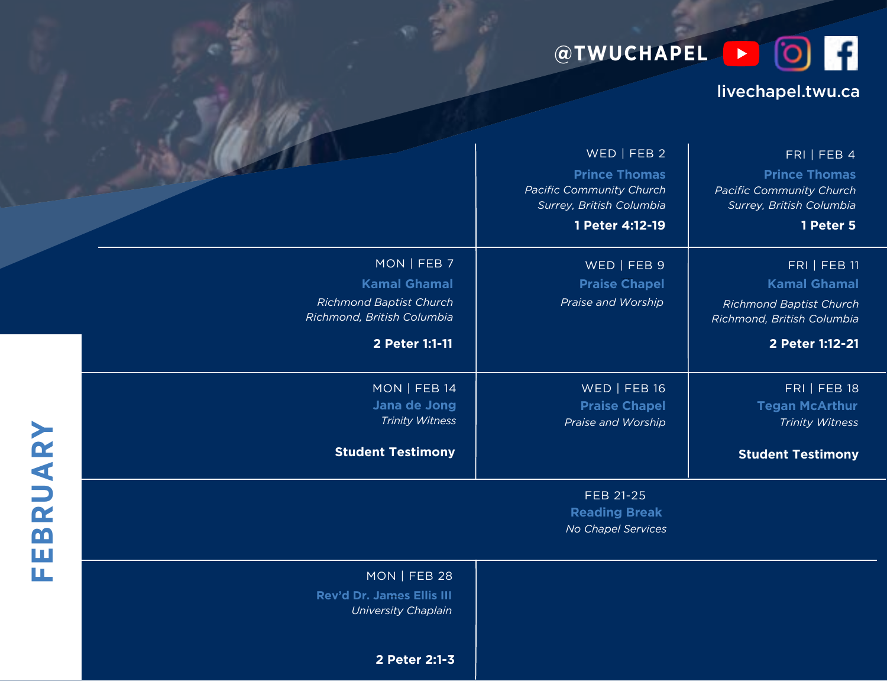@TWUCHAPEL

livechapel.twu.ca

# FEBRUARY

WED | FEB 2
**Prince Thomas**
*Pacific Community Church*
*Surrey, British Columbia*
**1 Peter 4:12-19**

FRI | FEB 4
**Prince Thomas**
*Pacific Community Church*
*Surrey, British Columbia*
**1 Peter 5**

MON | FEB 7
**Kamal Ghamal**
*Richmond Baptist Church*
*Richmond, British Columbia*
**2 Peter 1:1-11**

WED | FEB 9
**Praise Chapel**
*Praise and Worship*

FRI | FEB 11
**Kamal Ghamal**
*Richmond Baptist Church*
*Richmond, British Columbia*
**2 Peter 1:12-21**

MON | FEB 14
**Jana de Jong**
*Trinity Witness*
**Student Testimony**

WED | FEB 16
**Praise Chapel**
*Praise and Worship*

FRI | FEB 18
**Tegan McArthur**
*Trinity Witness*
**Student Testimony**

FEB 21-25
**Reading Break**
*No Chapel Services*

MON | FEB 28
**Rev'd Dr. James Ellis III**
*University Chaplain*
**2 Peter 2:1-3**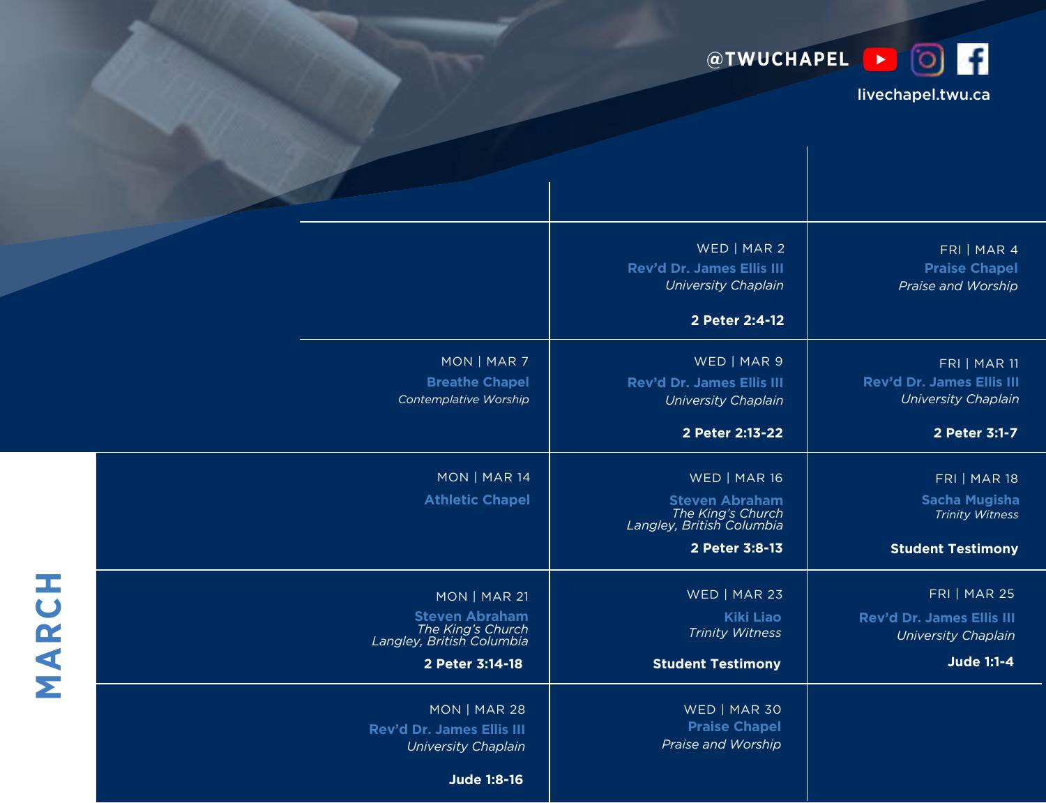@TWUCHAPEL

livechapel.twu.ca

# MARCH

| MON | WED | FRI |
|---|---|---|
| | WED \| MAR 2<br>**Rev'd Dr. James Ellis III**<br>*University Chaplain*<br><br>**2 Peter 2:4-12** | FRI \| MAR 4<br>**Praise Chapel**<br>*Praise and Worship* |
| MON \| MAR 7<br>**Breathe Chapel**<br>*Contemplative Worship* | WED \| MAR 9<br>**Rev'd Dr. James Ellis III**<br>*University Chaplain*<br><br>**2 Peter 2:13-22** | FRI \| MAR 11<br>**Rev'd Dr. James Ellis III**<br>*University Chaplain*<br><br>**2 Peter 3:1-7** |
| MON \| MAR 14<br>**Athletic Chapel** | WED \| MAR 16<br>**Steven Abraham**<br>*The King's Church*<br>*Langley, British Columbia*<br><br>**2 Peter 3:8-13** | FRI \| MAR 18<br>**Sacha Mugisha**<br>*Trinity Witness*<br><br>**Student Testimony** |
| MON \| MAR 21<br>**Steven Abraham**<br>*The King's Church*<br>*Langley, British Columbia*<br><br>**2 Peter 3:14-18** | WED \| MAR 23<br>**Kiki Liao**<br>*Trinity Witness*<br><br>**Student Testimony** | FRI \| MAR 25<br>**Rev'd Dr. James Ellis III**<br>*University Chaplain*<br><br>**Jude 1:1-4** |
| MON \| MAR 28<br>**Rev'd Dr. James Ellis III**<br>*University Chaplain*<br><br>**Jude 1:8-16** | WED \| MAR 30<br>**Praise Chapel**<br>*Praise and Worship* | |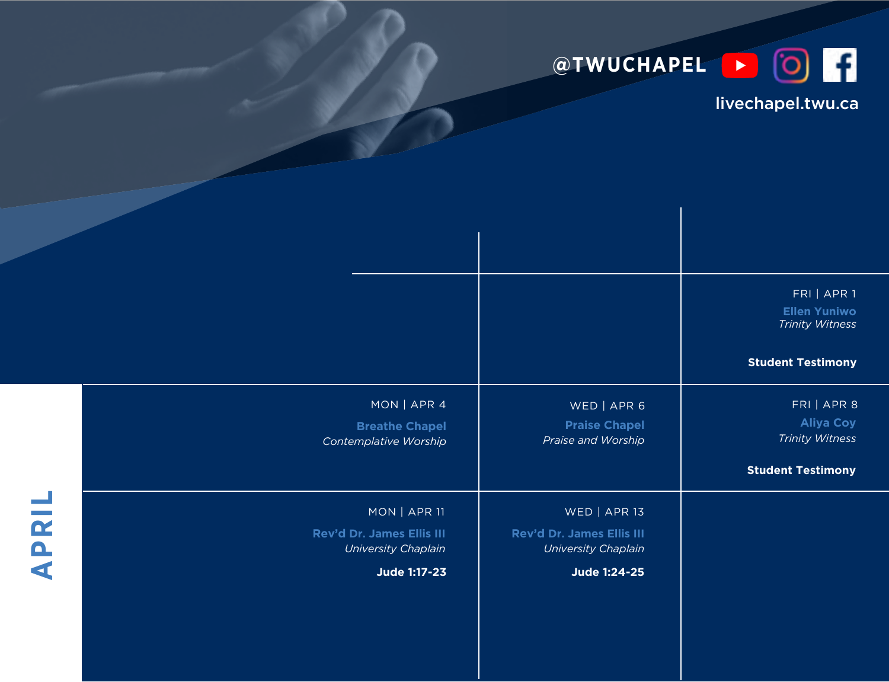@TWUCHAPEL

livechapel.twu.ca

# APRIL

| MON | WED | FRI |
| --- | --- | --- |
| | | FRI \| APR 1<br>**Ellen Yuniwo**<br>*Trinity Witness*<br>**Student Testimony** |
| MON \| APR 4<br>**Breathe Chapel**<br>*Contemplative Worship* | WED \| APR 6<br>**Praise Chapel**<br>*Praise and Worship* | FRI \| APR 8<br>**Aliya Coy**<br>*Trinity Witness*<br>**Student Testimony** |
| MON \| APR 11<br>**Rev'd Dr. James Ellis III**<br>*University Chaplain*<br>**Jude 1:17-23** | WED \| APR 13<br>**Rev'd Dr. James Ellis III**<br>*University Chaplain*<br>**Jude 1:24-25** | |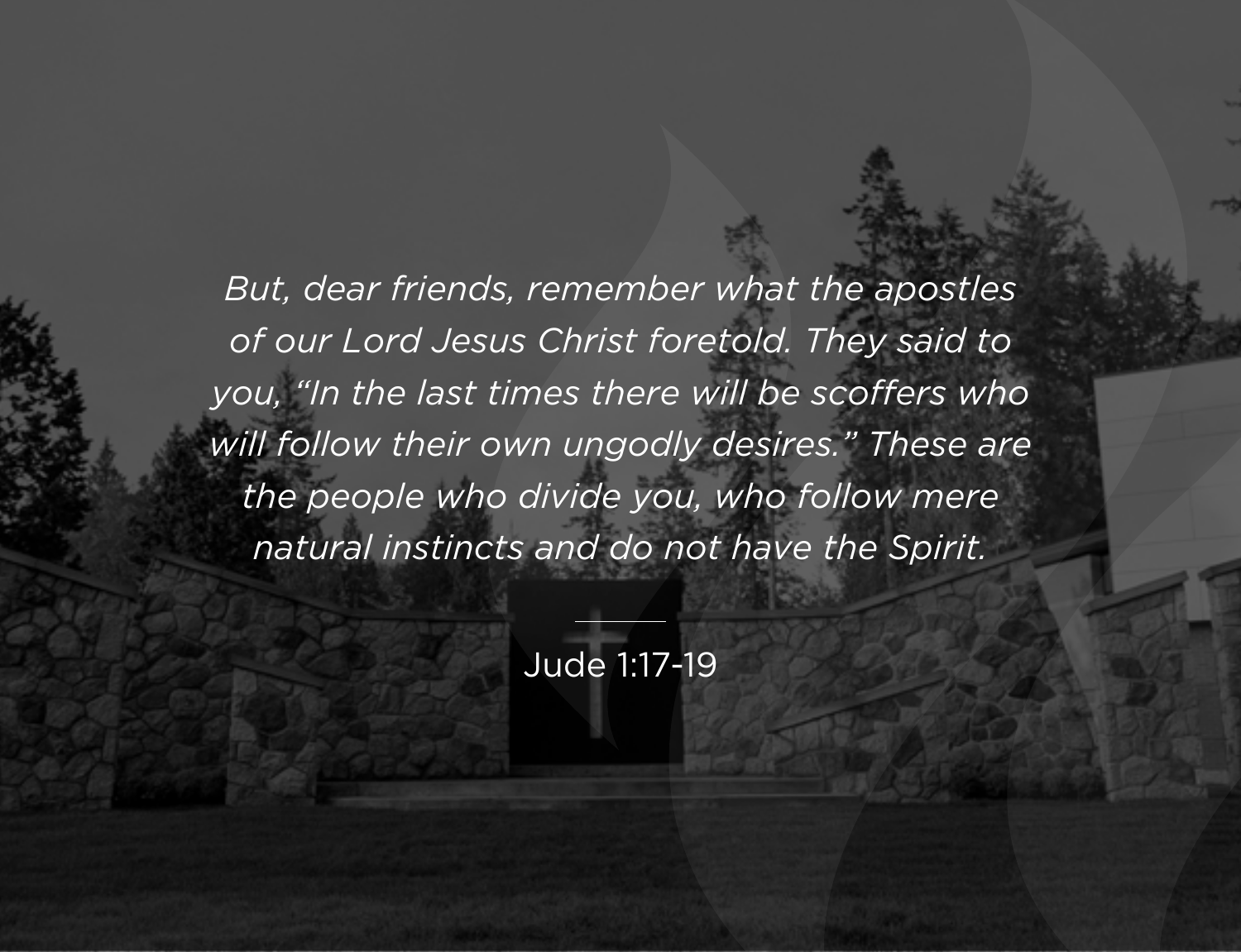*But, dear friends, remember what the apostles of our Lord Jesus Christ foretold. They said to you, "In the last times there will be scoffers who will follow their own ungodly desires." These are the people who divide you, who follow mere natural instincts and do not have the Spirit.*

---

Jude 1:17-19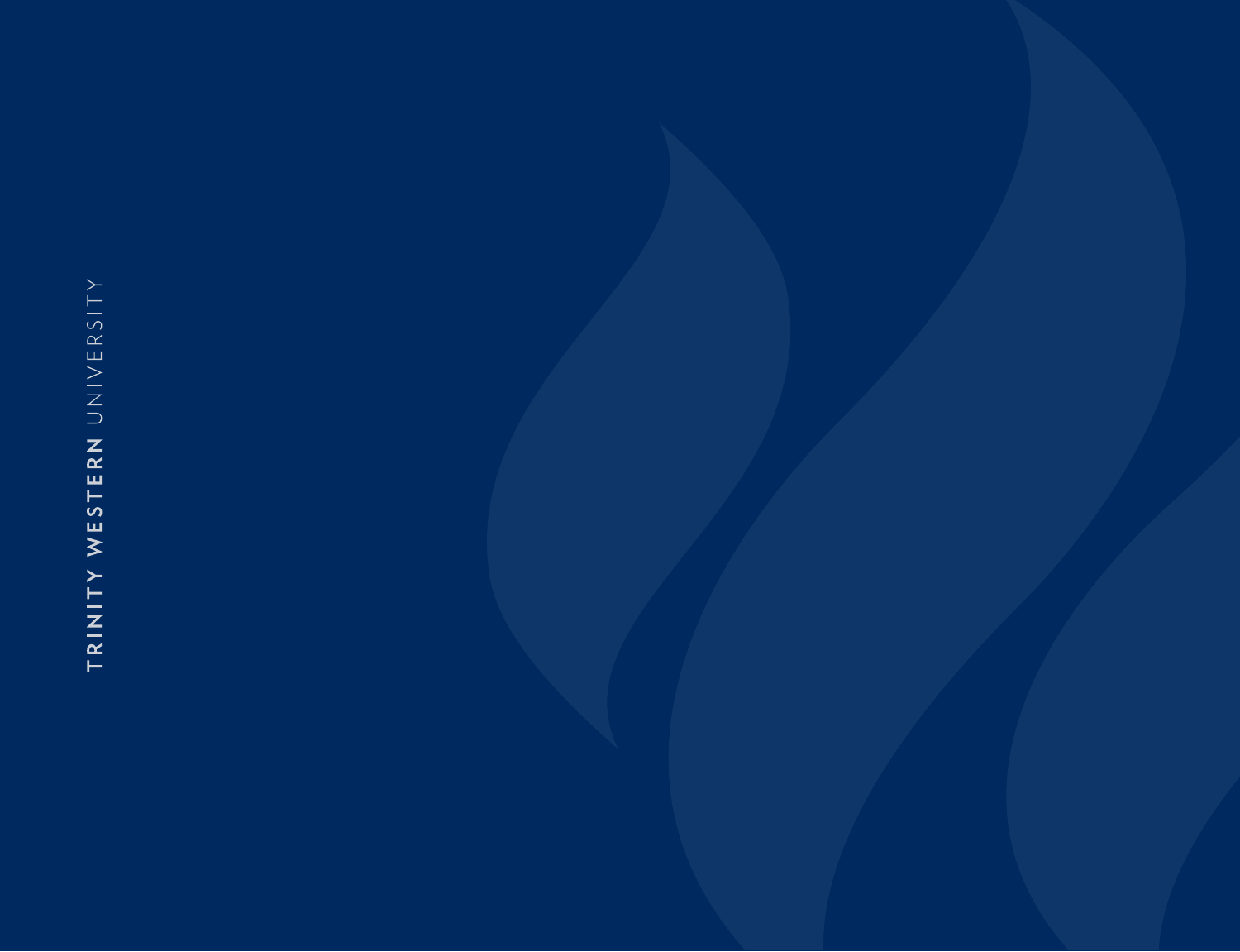TRINITY WESTERN UNIVERSITY